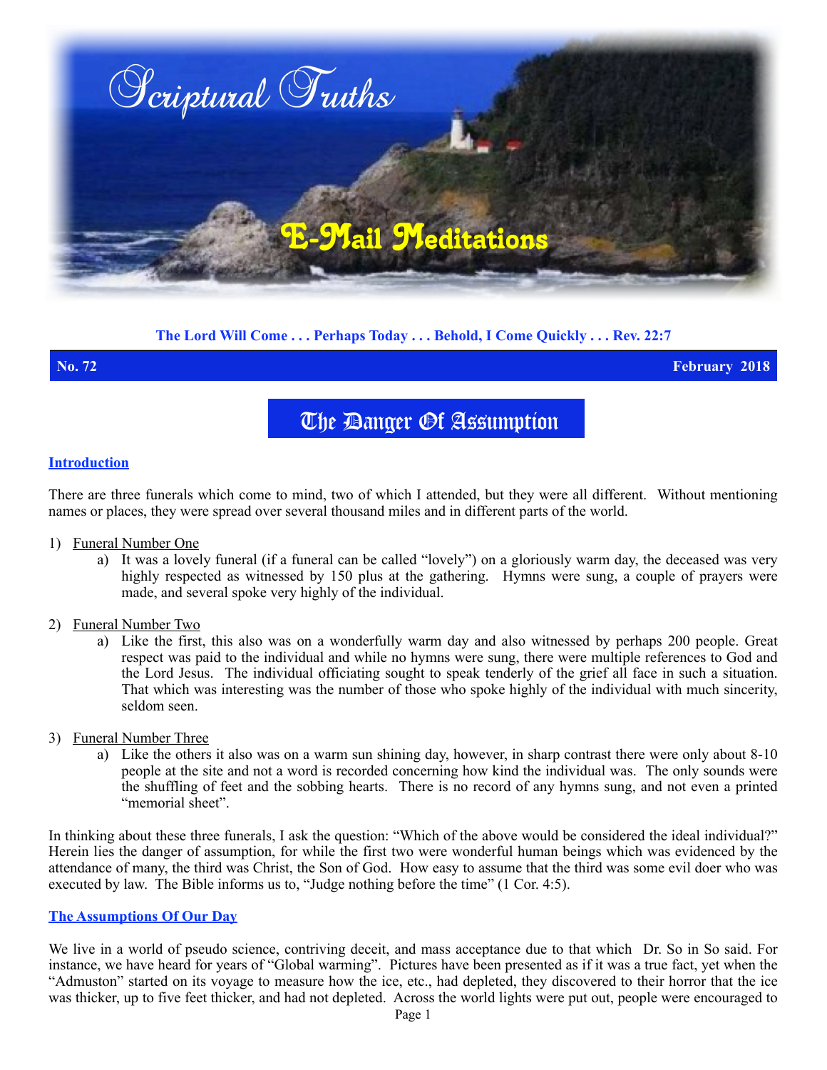# Scriptural Truths

## E-Mail Meditations

**The Lord Will Come . . . Perhaps Today . . . Behold, I Come Quickly . . . Rev. 22:7**

**No. 72** **February 2018**

# The Danger Of Assumption

## Introduction

There are three funerals which come to mind, two of which I attended, but they were all different. Without mentioning names or places, they were spread over several thousand miles and in different parts of the world.

1) Funeral Number One
   a) It was a lovely funeral (if a funeral can be called "lovely") on a gloriously warm day, the deceased was very highly respected as witnessed by 150 plus at the gathering. Hymns were sung, a couple of prayers were made, and several spoke very highly of the individual.

2) Funeral Number Two
   a) Like the first, this also was on a wonderfully warm day and also witnessed by perhaps 200 people. Great respect was paid to the individual and while no hymns were sung, there were multiple references to God and the Lord Jesus. The individual officiating sought to speak tenderly of the grief all face in such a situation. That which was interesting was the number of those who spoke highly of the individual with much sincerity, seldom seen.

3) Funeral Number Three
   a) Like the others it also was on a warm sun shining day, however, in sharp contrast there were only about 8-10 people at the site and not a word is recorded concerning how kind the individual was. The only sounds were the shuffling of feet and the sobbing hearts. There is no record of any hymns sung, and not even a printed "memorial sheet".

In thinking about these three funerals, I ask the question: "Which of the above would be considered the ideal individual?" Herein lies the danger of assumption, for while the first two were wonderful human beings which was evidenced by the attendance of many, the third was Christ, the Son of God. How easy to assume that the third was some evil doer who was executed by law. The Bible informs us to, "Judge nothing before the time" (1 Cor. 4:5).

## The Assumptions Of Our Day

We live in a world of pseudo science, contriving deceit, and mass acceptance due to that which Dr. So in So said. For instance, we have heard for years of "Global warming". Pictures have been presented as if it was a true fact, yet when the "Admuston" started on its voyage to measure how the ice, etc., had depleted, they discovered to their horror that the ice was thicker, up to five feet thicker, and had not depleted. Across the world lights were put out, people were encouraged to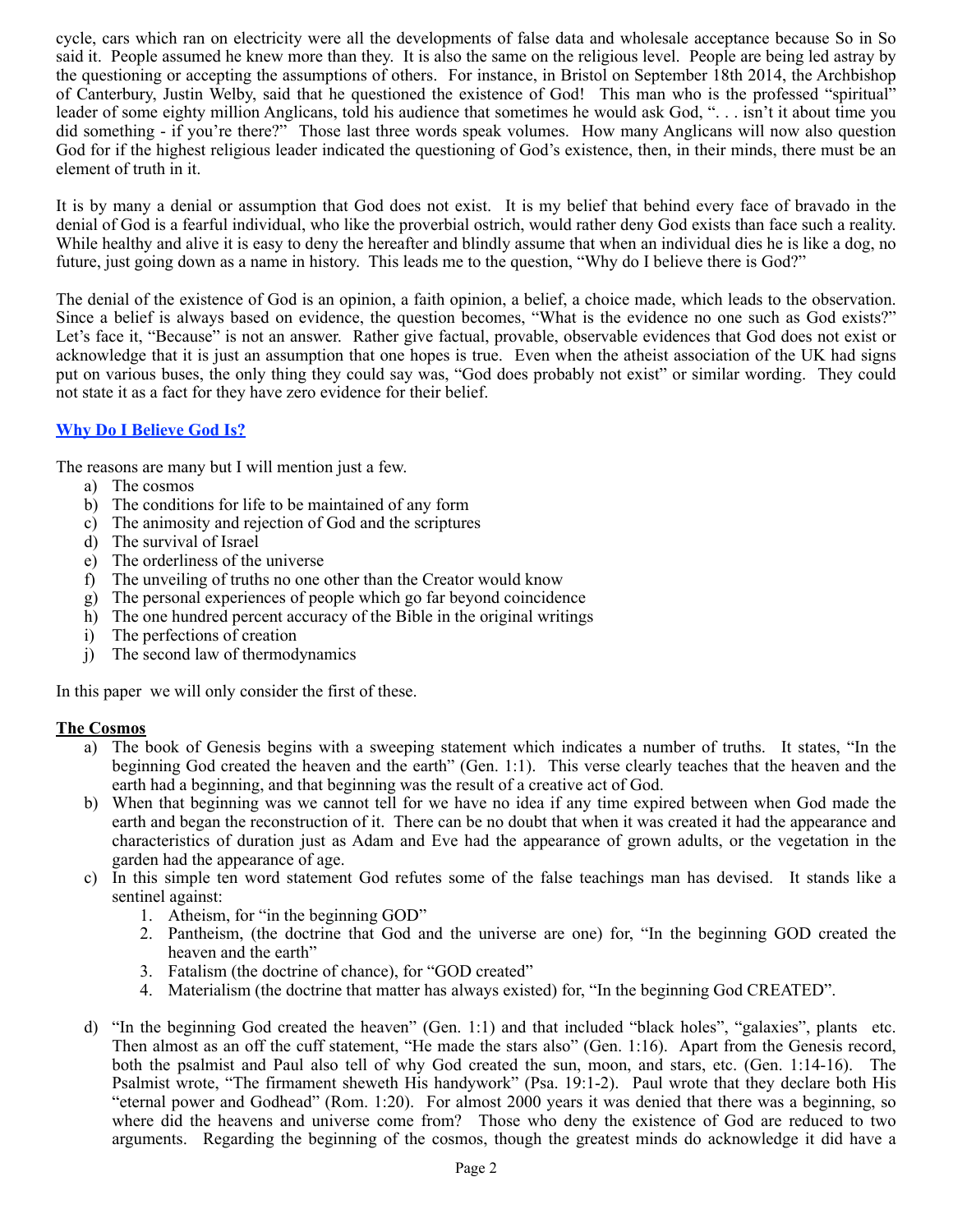cycle, cars which ran on electricity were all the developments of false data and wholesale acceptance because So in So said it. People assumed he knew more than they. It is also the same on the religious level. People are being led astray by the questioning or accepting the assumptions of others. For instance, in Bristol on September 18th 2014, the Archbishop of Canterbury, Justin Welby, said that he questioned the existence of God! This man who is the professed "spiritual" leader of some eighty million Anglicans, told his audience that sometimes he would ask God, ". . . isn't it about time you did something - if you're there?" Those last three words speak volumes. How many Anglicans will now also question God for if the highest religious leader indicated the questioning of God's existence, then, in their minds, there must be an element of truth in it.

It is by many a denial or assumption that God does not exist. It is my belief that behind every face of bravado in the denial of God is a fearful individual, who like the proverbial ostrich, would rather deny God exists than face such a reality. While healthy and alive it is easy to deny the hereafter and blindly assume that when an individual dies he is like a dog, no future, just going down as a name in history. This leads me to the question, "Why do I believe there is God?"

The denial of the existence of God is an opinion, a faith opinion, a belief, a choice made, which leads to the observation. Since a belief is always based on evidence, the question becomes, "What is the evidence no one such as God exists?" Let's face it, "Because" is not an answer. Rather give factual, provable, observable evidences that God does not exist or acknowledge that it is just an assumption that one hopes is true. Even when the atheist association of the UK had signs put on various buses, the only thing they could say was, "God does probably not exist" or similar wording. They could not state it as a fact for they have zero evidence for their belief.

## Why Do I Believe God Is?

The reasons are many but I will mention just a few.

a) The cosmos
b) The conditions for life to be maintained of any form
c) The animosity and rejection of God and the scriptures
d) The survival of Israel
e) The orderliness of the universe
f) The unveiling of truths no one other than the Creator would know
g) The personal experiences of people which go far beyond coincidence
h) The one hundred percent accuracy of the Bible in the original writings
i) The perfections of creation
j) The second law of thermodynamics

In this paper we will only consider the first of these.

### The Cosmos

a) The book of Genesis begins with a sweeping statement which indicates a number of truths. It states, "In the beginning God created the heaven and the earth" (Gen. 1:1). This verse clearly teaches that the heaven and the earth had a beginning, and that beginning was the result of a creative act of God.
b) When that beginning was we cannot tell for we have no idea if any time expired between when God made the earth and began the reconstruction of it. There can be no doubt that when it was created it had the appearance and characteristics of duration just as Adam and Eve had the appearance of grown adults, or the vegetation in the garden had the appearance of age.
c) In this simple ten word statement God refutes some of the false teachings man has devised. It stands like a sentinel against:
    1. Atheism, for "in the beginning GOD"
    2. Pantheism, (the doctrine that God and the universe are one) for, "In the beginning GOD created the heaven and the earth"
    3. Fatalism (the doctrine of chance), for "GOD created"
    4. Materialism (the doctrine that matter has always existed) for, "In the beginning God CREATED".

d) "In the beginning God created the heaven" (Gen. 1:1) and that included "black holes", "galaxies", plants etc. Then almost as an off the cuff statement, "He made the stars also" (Gen. 1:16). Apart from the Genesis record, both the psalmist and Paul also tell of why God created the sun, moon, and stars, etc. (Gen. 1:14-16). The Psalmist wrote, "The firmament sheweth His handywork" (Psa. 19:1-2). Paul wrote that they declare both His "eternal power and Godhead" (Rom. 1:20). For almost 2000 years it was denied that there was a beginning, so where did the heavens and universe come from? Those who deny the existence of God are reduced to two arguments. Regarding the beginning of the cosmos, though the greatest minds do acknowledge it did have a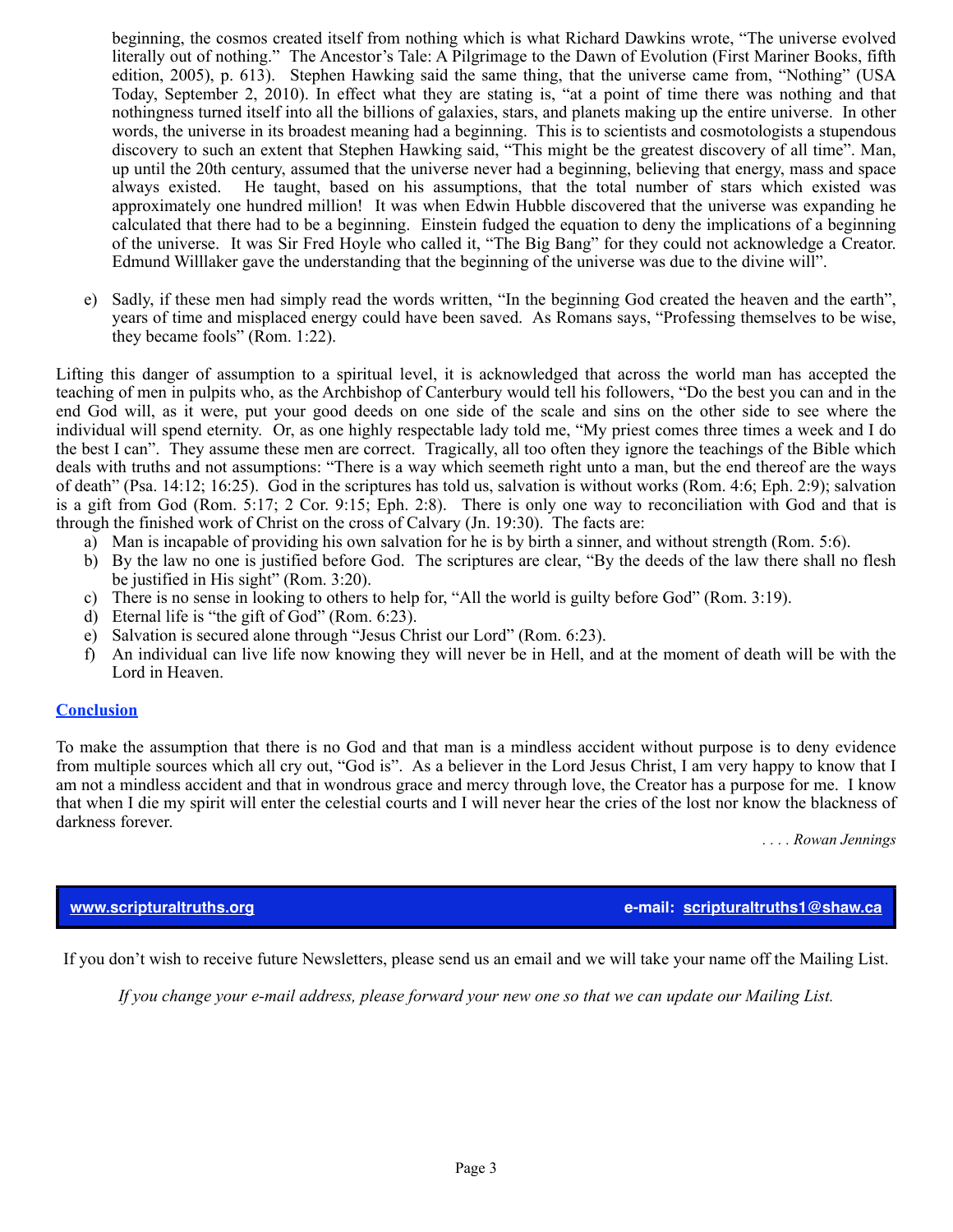beginning, the cosmos created itself from nothing which is what Richard Dawkins wrote, "The universe evolved literally out of nothing." The Ancestor's Tale: A Pilgrimage to the Dawn of Evolution (First Mariner Books, fifth edition, 2005), p. 613). Stephen Hawking said the same thing, that the universe came from, "Nothing" (USA Today, September 2, 2010). In effect what they are stating is, "at a point of time there was nothing and that nothingness turned itself into all the billions of galaxies, stars, and planets making up the entire universe. In other words, the universe in its broadest meaning had a beginning. This is to scientists and cosmotologists a stupendous discovery to such an extent that Stephen Hawking said, "This might be the greatest discovery of all time". Man, up until the 20th century, assumed that the universe never had a beginning, believing that energy, mass and space always existed. He taught, based on his assumptions, that the total number of stars which existed was approximately one hundred million! It was when Edwin Hubble discovered that the universe was expanding he calculated that there had to be a beginning. Einstein fudged the equation to deny the implications of a beginning of the universe. It was Sir Fred Hoyle who called it, "The Big Bang" for they could not acknowledge a Creator. Edmund Willlaker gave the understanding that the beginning of the universe was due to the divine will".

e) Sadly, if these men had simply read the words written, "In the beginning God created the heaven and the earth", years of time and misplaced energy could have been saved. As Romans says, "Professing themselves to be wise, they became fools" (Rom. 1:22).

Lifting this danger of assumption to a spiritual level, it is acknowledged that across the world man has accepted the teaching of men in pulpits who, as the Archbishop of Canterbury would tell his followers, "Do the best you can and in the end God will, as it were, put your good deeds on one side of the scale and sins on the other side to see where the individual will spend eternity. Or, as one highly respectable lady told me, "My priest comes three times a week and I do the best I can". They assume these men are correct. Tragically, all too often they ignore the teachings of the Bible which deals with truths and not assumptions: "There is a way which seemeth right unto a man, but the end thereof are the ways of death" (Psa. 14:12; 16:25). God in the scriptures has told us, salvation is without works (Rom. 4:6; Eph. 2:9); salvation is a gift from God (Rom. 5:17; 2 Cor. 9:15; Eph. 2:8). There is only one way to reconciliation with God and that is through the finished work of Christ on the cross of Calvary (Jn. 19:30). The facts are:

a) Man is incapable of providing his own salvation for he is by birth a sinner, and without strength (Rom. 5:6).
b) By the law no one is justified before God. The scriptures are clear, "By the deeds of the law there shall no flesh be justified in His sight" (Rom. 3:20).
c) There is no sense in looking to others to help for, "All the world is guilty before God" (Rom. 3:19).
d) Eternal life is "the gift of God" (Rom. 6:23).
e) Salvation is secured alone through "Jesus Christ our Lord" (Rom. 6:23).
f) An individual can live life now knowing they will never be in Hell, and at the moment of death will be with the Lord in Heaven.

## Conclusion

To make the assumption that there is no God and that man is a mindless accident without purpose is to deny evidence from multiple sources which all cry out, "God is". As a believer in the Lord Jesus Christ, I am very happy to know that I am not a mindless accident and that in wondrous grace and mercy through love, the Creator has a purpose for me. I know that when I die my spirit will enter the celestial courts and I will never hear the cries of the lost nor know the blackness of darkness forever.

*. . . . Rowan Jennings*

**www.scripturaltruths.org** **e-mail: scripturaltruths1@shaw.ca**

If you don't wish to receive future Newsletters, please send us an email and we will take your name off the Mailing List.

*If you change your e-mail address, please forward your new one so that we can update our Mailing List.*